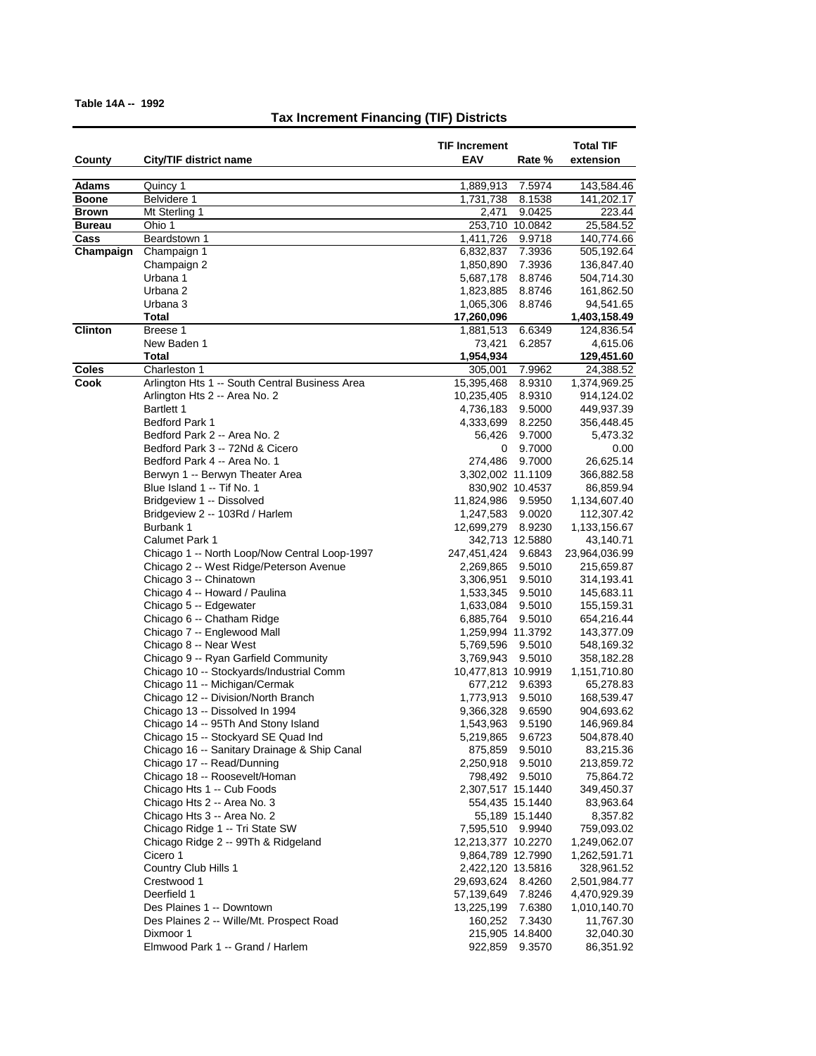Table 14A -- 1992

## Tax Increment Financing (TIF) Districts

| County | City/TIF district name | TIF Increment EAV | Rate % | Total TIF extension |
|---|---|---|---|---|
| **Adams** | Quincy 1 | 1,889,913 | 7.5974 | 143,584.46 |
| **Boone** | Belvidere 1 | 1,731,738 | 8.1538 | 141,202.17 |
| **Brown** | Mt Sterling 1 | 2,471 | 9.0425 | 223.44 |
| **Bureau** | Ohio 1 | 253,710 | 10.0842 | 25,584.52 |
| **Cass** | Beardstown 1 | 1,411,726 | 9.9718 | 140,774.66 |
| **Champaign** | Champaign 1 | 6,832,837 | 7.3936 | 505,192.64 |
| | Champaign 2 | 1,850,890 | 7.3936 | 136,847.40 |
| | Urbana 1 | 5,687,178 | 8.8746 | 504,714.30 |
| | Urbana 2 | 1,823,885 | 8.8746 | 161,862.50 |
| | Urbana 3 | 1,065,306 | 8.8746 | 94,541.65 |
| | **Total** | **17,260,096** | | **1,403,158.49** |
| **Clinton** | Breese 1 | 1,881,513 | 6.6349 | 124,836.54 |
| | New Baden 1 | 73,421 | 6.2857 | 4,615.06 |
| | **Total** | **1,954,934** | | **129,451.60** |
| **Coles** | Charleston 1 | 305,001 | 7.9962 | 24,388.52 |
| **Cook** | Arlington Hts 1 -- South Central Business Area | 15,395,468 | 8.9310 | 1,374,969.25 |
| | Arlington Hts 2 -- Area No. 2 | 10,235,405 | 8.9310 | 914,124.02 |
| | Bartlett 1 | 4,736,183 | 9.5000 | 449,937.39 |
| | Bedford Park 1 | 4,333,699 | 8.2250 | 356,448.45 |
| | Bedford Park 2 -- Area No. 2 | 56,426 | 9.7000 | 5,473.32 |
| | Bedford Park 3 -- 72Nd & Cicero | 0 | 9.7000 | 0.00 |
| | Bedford Park 4 -- Area No. 1 | 274,486 | 9.7000 | 26,625.14 |
| | Berwyn 1 -- Berwyn Theater Area | 3,302,002 | 11.1109 | 366,882.58 |
| | Blue Island 1 -- Tif No. 1 | 830,902 | 10.4537 | 86,859.94 |
| | Bridgeview 1 -- Dissolved | 11,824,986 | 9.5950 | 1,134,607.40 |
| | Bridgeview 2 -- 103Rd / Harlem | 1,247,583 | 9.0020 | 112,307.42 |
| | Burbank 1 | 12,699,279 | 8.9230 | 1,133,156.67 |
| | Calumet Park 1 | 342,713 | 12.5880 | 43,140.71 |
| | Chicago 1 -- North Loop/Now Central Loop-1997 | 247,451,424 | 9.6843 | 23,964,036.99 |
| | Chicago 2 -- West Ridge/Peterson Avenue | 2,269,865 | 9.5010 | 215,659.87 |
| | Chicago 3 -- Chinatown | 3,306,951 | 9.5010 | 314,193.41 |
| | Chicago 4 -- Howard / Paulina | 1,533,345 | 9.5010 | 145,683.11 |
| | Chicago 5 -- Edgewater | 1,633,084 | 9.5010 | 155,159.31 |
| | Chicago 6 -- Chatham Ridge | 6,885,764 | 9.5010 | 654,216.44 |
| | Chicago 7 -- Englewood Mall | 1,259,994 | 11.3792 | 143,377.09 |
| | Chicago 8 -- Near West | 5,769,596 | 9.5010 | 548,169.32 |
| | Chicago 9 -- Ryan Garfield Community | 3,769,943 | 9.5010 | 358,182.28 |
| | Chicago 10 -- Stockyards/Industrial Comm | 10,477,813 | 10.9919 | 1,151,710.80 |
| | Chicago 11 -- Michigan/Cermak | 677,212 | 9.6393 | 65,278.83 |
| | Chicago 12 -- Division/North Branch | 1,773,913 | 9.5010 | 168,539.47 |
| | Chicago 13 -- Dissolved In 1994 | 9,366,328 | 9.6590 | 904,693.62 |
| | Chicago 14 -- 95Th And Stony Island | 1,543,963 | 9.5190 | 146,969.84 |
| | Chicago 15 -- Stockyard SE Quad Ind | 5,219,865 | 9.6723 | 504,878.40 |
| | Chicago 16 -- Sanitary Drainage & Ship Canal | 875,859 | 9.5010 | 83,215.36 |
| | Chicago 17 -- Read/Dunning | 2,250,918 | 9.5010 | 213,859.72 |
| | Chicago 18 -- Roosevelt/Homan | 798,492 | 9.5010 | 75,864.72 |
| | Chicago Hts 1 -- Cub Foods | 2,307,517 | 15.1440 | 349,450.37 |
| | Chicago Hts 2 -- Area No. 3 | 554,435 | 15.1440 | 83,963.64 |
| | Chicago Hts 3 -- Area No. 2 | 55,189 | 15.1440 | 8,357.82 |
| | Chicago Ridge 1 -- Tri State SW | 7,595,510 | 9.9940 | 759,093.02 |
| | Chicago Ridge 2 -- 99Th & Ridgeland | 12,213,377 | 10.2270 | 1,249,062.07 |
| | Cicero 1 | 9,864,789 | 12.7990 | 1,262,591.71 |
| | Country Club Hills 1 | 2,422,120 | 13.5816 | 328,961.52 |
| | Crestwood 1 | 29,693,624 | 8.4260 | 2,501,984.77 |
| | Deerfield 1 | 57,139,649 | 7.8246 | 4,470,929.39 |
| | Des Plaines 1 -- Downtown | 13,225,199 | 7.6380 | 1,010,140.70 |
| | Des Plaines 2 -- Wille/Mt. Prospect Road | 160,252 | 7.3430 | 11,767.30 |
| | Dixmoor 1 | 215,905 | 14.8400 | 32,040.30 |
| | Elmwood Park 1 -- Grand / Harlem | 922,859 | 9.3570 | 86,351.92 |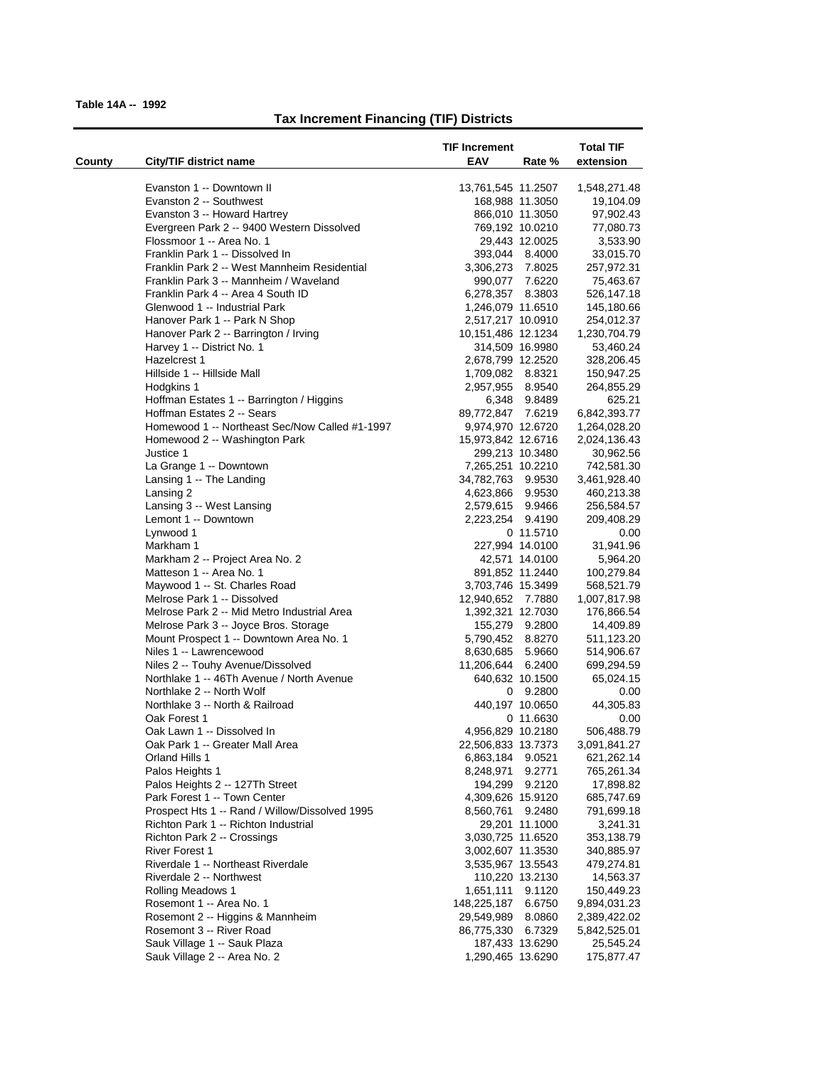**Table 14A -- 1992**

## Tax Increment Financing (TIF) Districts

| County | City/TIF district name | TIF Increment EAV | Rate % | Total TIF extension |
|---|---|---|---|---|
| | Evanston 1 -- Downtown II | 13,761,545 | 11.2507 | 1,548,271.48 |
| | Evanston 2 -- Southwest | 168,988 | 11.3050 | 19,104.09 |
| | Evanston 3 -- Howard Hartrey | 866,010 | 11.3050 | 97,902.43 |
| | Evergreen Park 2 -- 9400 Western Dissolved | 769,192 | 10.0210 | 77,080.73 |
| | Flossmoor 1 -- Area No. 1 | 29,443 | 12.0025 | 3,533.90 |
| | Franklin Park 1 -- Dissolved In | 393,044 | 8.4000 | 33,015.70 |
| | Franklin Park 2 -- West Mannheim Residential | 3,306,273 | 7.8025 | 257,972.31 |
| | Franklin Park 3 -- Mannheim / Waveland | 990,077 | 7.6220 | 75,463.67 |
| | Franklin Park 4 -- Area 4 South ID | 6,278,357 | 8.3803 | 526,147.18 |
| | Glenwood 1 -- Industrial Park | 1,246,079 | 11.6510 | 145,180.66 |
| | Hanover Park 1 -- Park N Shop | 2,517,217 | 10.0910 | 254,012.37 |
| | Hanover Park 2 -- Barrington / Irving | 10,151,486 | 12.1234 | 1,230,704.79 |
| | Harvey 1 -- District No. 1 | 314,509 | 16.9980 | 53,460.24 |
| | Hazelcrest 1 | 2,678,799 | 12.2520 | 328,206.45 |
| | Hillside 1 -- Hillside Mall | 1,709,082 | 8.8321 | 150,947.25 |
| | Hodgkins 1 | 2,957,955 | 8.9540 | 264,855.29 |
| | Hoffman Estates 1 -- Barrington / Higgins | 6,348 | 9.8489 | 625.21 |
| | Hoffman Estates 2 -- Sears | 89,772,847 | 7.6219 | 6,842,393.77 |
| | Homewood 1 -- Northeast Sec/Now Called #1-1997 | 9,974,970 | 12.6720 | 1,264,028.20 |
| | Homewood 2 -- Washington Park | 15,973,842 | 12.6716 | 2,024,136.43 |
| | Justice 1 | 299,213 | 10.3480 | 30,962.56 |
| | La Grange 1 -- Downtown | 7,265,251 | 10.2210 | 742,581.30 |
| | Lansing 1 -- The Landing | 34,782,763 | 9.9530 | 3,461,928.40 |
| | Lansing 2 | 4,623,866 | 9.9530 | 460,213.38 |
| | Lansing 3 -- West Lansing | 2,579,615 | 9.9466 | 256,584.57 |
| | Lemont 1 -- Downtown | 2,223,254 | 9.4190 | 209,408.29 |
| | Lynwood 1 | 0 | 11.5710 | 0.00 |
| | Markham 1 | 227,994 | 14.0100 | 31,941.96 |
| | Markham 2 -- Project Area No. 2 | 42,571 | 14.0100 | 5,964.20 |
| | Matteson 1 -- Area No. 1 | 891,852 | 11.2440 | 100,279.84 |
| | Maywood 1 -- St. Charles Road | 3,703,746 | 15.3499 | 568,521.79 |
| | Melrose Park 1 -- Dissolved | 12,940,652 | 7.7880 | 1,007,817.98 |
| | Melrose Park 2 -- Mid Metro Industrial Area | 1,392,321 | 12.7030 | 176,866.54 |
| | Melrose Park 3 -- Joyce Bros. Storage | 155,279 | 9.2800 | 14,409.89 |
| | Mount Prospect 1 -- Downtown Area No. 1 | 5,790,452 | 8.8270 | 511,123.20 |
| | Niles 1 -- Lawrencewood | 8,630,685 | 5.9660 | 514,906.67 |
| | Niles 2 -- Touhy Avenue/Dissolved | 11,206,644 | 6.2400 | 699,294.59 |
| | Northlake 1 -- 46Th Avenue / North Avenue | 640,632 | 10.1500 | 65,024.15 |
| | Northlake 2 -- North Wolf | 0 | 9.2800 | 0.00 |
| | Northlake 3 -- North & Railroad | 440,197 | 10.0650 | 44,305.83 |
| | Oak Forest 1 | 0 | 11.6630 | 0.00 |
| | Oak Lawn 1 -- Dissolved In | 4,956,829 | 10.2180 | 506,488.79 |
| | Oak Park 1 -- Greater Mall Area | 22,506,833 | 13.7373 | 3,091,841.27 |
| | Orland Hills 1 | 6,863,184 | 9.0521 | 621,262.14 |
| | Palos Heights 1 | 8,248,971 | 9.2771 | 765,261.34 |
| | Palos Heights 2 -- 127Th Street | 194,299 | 9.2120 | 17,898.82 |
| | Park Forest 1 -- Town Center | 4,309,626 | 15.9120 | 685,747.69 |
| | Prospect Hts 1 -- Rand / Willow/Dissolved 1995 | 8,560,761 | 9.2480 | 791,699.18 |
| | Richton Park 1 -- Richton Industrial | 29,201 | 11.1000 | 3,241.31 |
| | Richton Park 2 -- Crossings | 3,030,725 | 11.6520 | 353,138.79 |
| | River Forest 1 | 3,002,607 | 11.3530 | 340,885.97 |
| | Riverdale 1 -- Northeast Riverdale | 3,535,967 | 13.5543 | 479,274.81 |
| | Riverdale 2 -- Northwest | 110,220 | 13.2130 | 14,563.37 |
| | Rolling Meadows 1 | 1,651,111 | 9.1120 | 150,449.23 |
| | Rosemont 1 -- Area No. 1 | 148,225,187 | 6.6750 | 9,894,031.23 |
| | Rosemont 2 -- Higgins & Mannheim | 29,549,989 | 8.0860 | 2,389,422.02 |
| | Rosemont 3 -- River Road | 86,775,330 | 6.7329 | 5,842,525.01 |
| | Sauk Village 1 -- Sauk Plaza | 187,433 | 13.6290 | 25,545.24 |
| | Sauk Village 2 -- Area No. 2 | 1,290,465 | 13.6290 | 175,877.47 |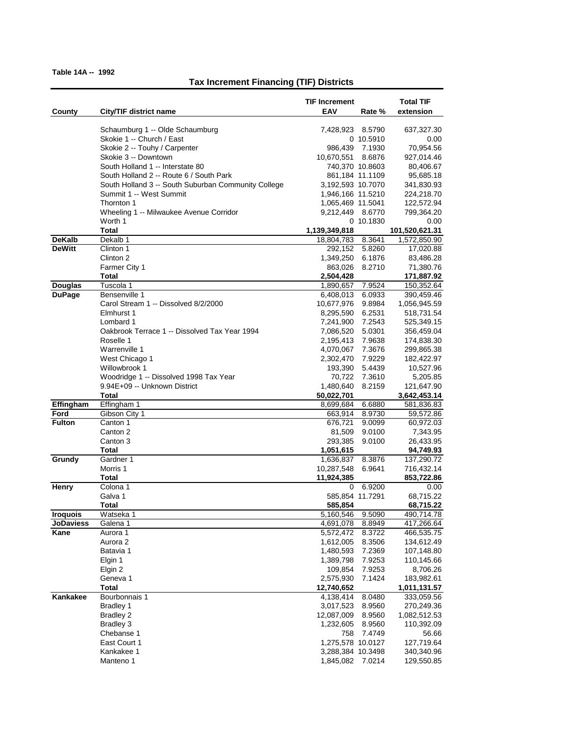Table 14A -- 1992

## Tax Increment Financing (TIF) Districts

| County | City/TIF district name | TIF Increment EAV | Rate % | Total TIF extension |
|---|---|---|---|---|
| | Schaumburg 1 -- Olde Schaumburg | 7,428,923 | 8.5790 | 637,327.30 |
| | Skokie 1 -- Church / East | 0 | 10.5910 | 0.00 |
| | Skokie 2 -- Touhy / Carpenter | 986,439 | 7.1930 | 70,954.56 |
| | Skokie 3 -- Downtown | 10,670,551 | 8.6876 | 927,014.46 |
| | South Holland 1 -- Interstate 80 | 740,370 | 10.8603 | 80,406.67 |
| | South Holland 2 -- Route 6 / South Park | 861,184 | 11.1109 | 95,685.18 |
| | South Holland 3 -- South Suburban Community College | 3,192,593 | 10.7070 | 341,830.93 |
| | Summit 1 -- West Summit | 1,946,166 | 11.5210 | 224,218.70 |
| | Thornton 1 | 1,065,469 | 11.5041 | 122,572.94 |
| | Wheeling 1 -- Milwaukee Avenue Corridor | 9,212,449 | 8.6770 | 799,364.20 |
| | Worth 1 | 0 | 10.1830 | 0.00 |
| | **Total** | **1,139,349,818** | | **101,520,621.31** |
| **DeKalb** | Dekalb 1 | 18,804,783 | 8.3641 | 1,572,850.90 |
| **DeWitt** | Clinton 1 | 292,152 | 5.8260 | 17,020.88 |
| | Clinton 2 | 1,349,250 | 6.1876 | 83,486.28 |
| | Farmer City 1 | 863,026 | 8.2710 | 71,380.76 |
| | **Total** | **2,504,428** | | **171,887.92** |
| **Douglas** | Tuscola 1 | 1,890,657 | 7.9524 | 150,352.64 |
| **DuPage** | Bensenville 1 | 6,408,013 | 6.0933 | 390,459.46 |
| | Carol Stream 1 -- Dissolved 8/2/2000 | 10,677,976 | 9.8984 | 1,056,945.59 |
| | Elmhurst 1 | 8,295,590 | 6.2531 | 518,731.54 |
| | Lombard 1 | 7,241,900 | 7.2543 | 525,349.15 |
| | Oakbrook Terrace 1 -- Dissolved Tax Year 1994 | 7,086,520 | 5.0301 | 356,459.04 |
| | Roselle 1 | 2,195,413 | 7.9638 | 174,838.30 |
| | Warrenville 1 | 4,070,067 | 7.3676 | 299,865.38 |
| | West Chicago 1 | 2,302,470 | 7.9229 | 182,422.97 |
| | Willowbrook 1 | 193,390 | 5.4439 | 10,527.96 |
| | Woodridge 1 -- Dissolved 1998 Tax Year | 70,722 | 7.3610 | 5,205.85 |
| | 9.94E+09 -- Unknown District | 1,480,640 | 8.2159 | 121,647.90 |
| | **Total** | **50,022,701** | | **3,642,453.14** |
| **Effingham** | Effingham 1 | 8,699,684 | 6.6880 | 581,836.83 |
| **Ford** | Gibson City 1 | 663,914 | 8.9730 | 59,572.86 |
| **Fulton** | Canton 1 | 676,721 | 9.0099 | 60,972.03 |
| | Canton 2 | 81,509 | 9.0100 | 7,343.95 |
| | Canton 3 | 293,385 | 9.0100 | 26,433.95 |
| | **Total** | **1,051,615** | | **94,749.93** |
| **Grundy** | Gardner 1 | 1,636,837 | 8.3876 | 137,290.72 |
| | Morris 1 | 10,287,548 | 6.9641 | 716,432.14 |
| | **Total** | **11,924,385** | | **853,722.86** |
| **Henry** | Colona 1 | 0 | 6.9200 | 0.00 |
| | Galva 1 | 585,854 | 11.7291 | 68,715.22 |
| | **Total** | **585,854** | | **68,715.22** |
| **Iroquois** | Watseka 1 | 5,160,546 | 9.5090 | 490,714.78 |
| **JoDaviess** | Galena 1 | 4,691,078 | 8.8949 | 417,266.64 |
| **Kane** | Aurora 1 | 5,572,472 | 8.3722 | 466,535.75 |
| | Aurora 2 | 1,612,005 | 8.3506 | 134,612.49 |
| | Batavia 1 | 1,480,593 | 7.2369 | 107,148.80 |
| | Elgin 1 | 1,389,798 | 7.9253 | 110,145.66 |
| | Elgin 2 | 109,854 | 7.9253 | 8,706.26 |
| | Geneva 1 | 2,575,930 | 7.1424 | 183,982.61 |
| | **Total** | **12,740,652** | | **1,011,131.57** |
| **Kankakee** | Bourbonnais 1 | 4,138,414 | 8.0480 | 333,059.56 |
| | Bradley 1 | 3,017,523 | 8.9560 | 270,249.36 |
| | Bradley 2 | 12,087,009 | 8.9560 | 1,082,512.53 |
| | Bradley 3 | 1,232,605 | 8.9560 | 110,392.09 |
| | Chebanse 1 | 758 | 7.4749 | 56.66 |
| | East Court 1 | 1,275,578 | 10.0127 | 127,719.64 |
| | Kankakee 1 | 3,288,384 | 10.3498 | 340,340.96 |
| | Manteno 1 | 1,845,082 | 7.0214 | 129,550.85 |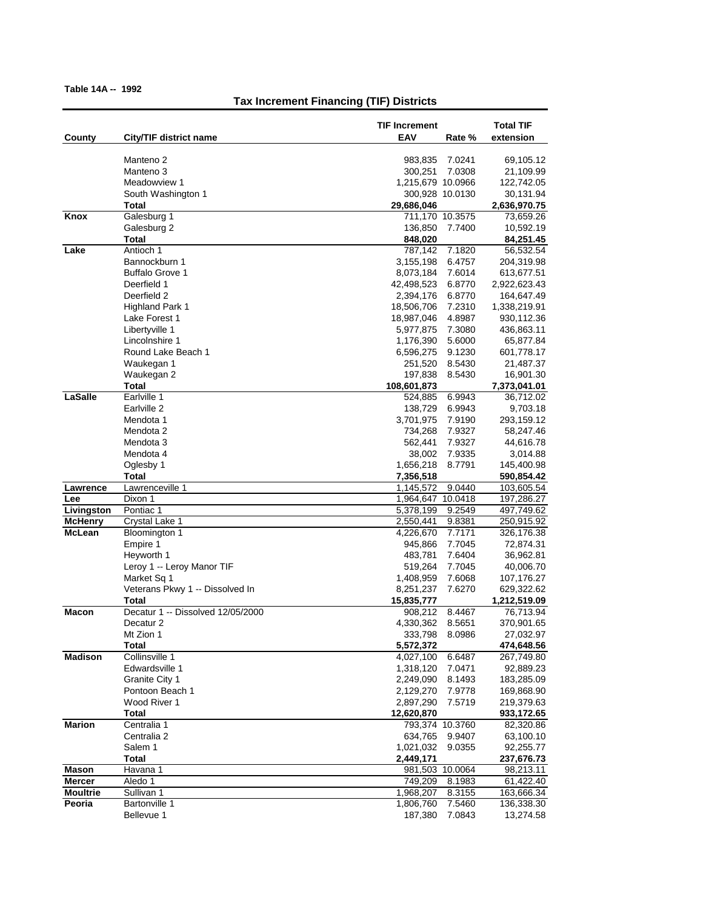**Table 14A -- 1992**

## Tax Increment Financing (TIF) Districts

| County | City/TIF district name | TIF Increment EAV | Rate % | Total TIF extension |
|---|---|---|---|---|
| | Manteno 2 | 983,835 | 7.0241 | 69,105.12 |
| | Manteno 3 | 300,251 | 7.0308 | 21,109.99 |
| | Meadowview 1 | 1,215,679 | 10.0966 | 122,742.05 |
| | South Washington 1 | 300,928 | 10.0130 | 30,131.94 |
| | **Total** | **29,686,046** | | **2,636,970.75** |
| **Knox** | Galesburg 1 | 711,170 | 10.3575 | 73,659.26 |
| | Galesburg 2 | 136,850 | 7.7400 | 10,592.19 |
| | **Total** | **848,020** | | **84,251.45** |
| **Lake** | Antioch 1 | 787,142 | 7.1820 | 56,532.54 |
| | Bannockburn 1 | 3,155,198 | 6.4757 | 204,319.98 |
| | Buffalo Grove 1 | 8,073,184 | 7.6014 | 613,677.51 |
| | Deerfield 1 | 42,498,523 | 6.8770 | 2,922,623.43 |
| | Deerfield 2 | 2,394,176 | 6.8770 | 164,647.49 |
| | Highland Park 1 | 18,506,706 | 7.2310 | 1,338,219.91 |
| | Lake Forest 1 | 18,987,046 | 4.8987 | 930,112.36 |
| | Libertyville 1 | 5,977,875 | 7.3080 | 436,863.11 |
| | Lincolnshire 1 | 1,176,390 | 5.6000 | 65,877.84 |
| | Round Lake Beach 1 | 6,596,275 | 9.1230 | 601,778.17 |
| | Waukegan 1 | 251,520 | 8.5430 | 21,487.37 |
| | Waukegan 2 | 197,838 | 8.5430 | 16,901.30 |
| | **Total** | **108,601,873** | | **7,373,041.01** |
| **LaSalle** | Earlville 1 | 524,885 | 6.9943 | 36,712.02 |
| | Earlville 2 | 138,729 | 6.9943 | 9,703.18 |
| | Mendota 1 | 3,701,975 | 7.9190 | 293,159.12 |
| | Mendota 2 | 734,268 | 7.9327 | 58,247.46 |
| | Mendota 3 | 562,441 | 7.9327 | 44,616.78 |
| | Mendota 4 | 38,002 | 7.9335 | 3,014.88 |
| | Oglesby 1 | 1,656,218 | 8.7791 | 145,400.98 |
| | **Total** | **7,356,518** | | **590,854.42** |
| **Lawrence** | Lawrenceville 1 | 1,145,572 | 9.0440 | 103,605.54 |
| **Lee** | Dixon 1 | 1,964,647 | 10.0418 | 197,286.27 |
| **Livingston** | Pontiac 1 | 5,378,199 | 9.2549 | 497,749.62 |
| **McHenry** | Crystal Lake 1 | 2,550,441 | 9.8381 | 250,915.92 |
| **McLean** | Bloomington 1 | 4,226,670 | 7.7171 | 326,176.38 |
| | Empire 1 | 945,866 | 7.7045 | 72,874.31 |
| | Heyworth 1 | 483,781 | 7.6404 | 36,962.81 |
| | Leroy 1 -- Leroy Manor TIF | 519,264 | 7.7045 | 40,006.70 |
| | Market Sq 1 | 1,408,959 | 7.6068 | 107,176.27 |
| | Veterans Pkwy 1 -- Dissolved In | 8,251,237 | 7.6270 | 629,322.62 |
| | **Total** | **15,835,777** | | **1,212,519.09** |
| **Macon** | Decatur 1 -- Dissolved 12/05/2000 | 908,212 | 8.4467 | 76,713.94 |
| | Decatur 2 | 4,330,362 | 8.5651 | 370,901.65 |
| | Mt Zion 1 | 333,798 | 8.0986 | 27,032.97 |
| | **Total** | **5,572,372** | | **474,648.56** |
| **Madison** | Collinsville 1 | 4,027,100 | 6.6487 | 267,749.80 |
| | Edwardsville 1 | 1,318,120 | 7.0471 | 92,889.23 |
| | Granite City 1 | 2,249,090 | 8.1493 | 183,285.09 |
| | Pontoon Beach 1 | 2,129,270 | 7.9778 | 169,868.90 |
| | Wood River 1 | 2,897,290 | 7.5719 | 219,379.63 |
| | **Total** | **12,620,870** | | **933,172.65** |
| **Marion** | Centralia 1 | 793,374 | 10.3760 | 82,320.86 |
| | Centralia 2 | 634,765 | 9.9407 | 63,100.10 |
| | Salem 1 | 1,021,032 | 9.0355 | 92,255.77 |
| | **Total** | **2,449,171** | | **237,676.73** |
| **Mason** | Havana 1 | 981,503 | 10.0064 | 98,213.11 |
| **Mercer** | Aledo 1 | 749,209 | 8.1983 | 61,422.40 |
| **Moultrie** | Sullivan 1 | 1,968,207 | 8.3155 | 163,666.34 |
| **Peoria** | Bartonville 1 | 1,806,760 | 7.5460 | 136,338.30 |
| | Bellevue 1 | 187,380 | 7.0843 | 13,274.58 |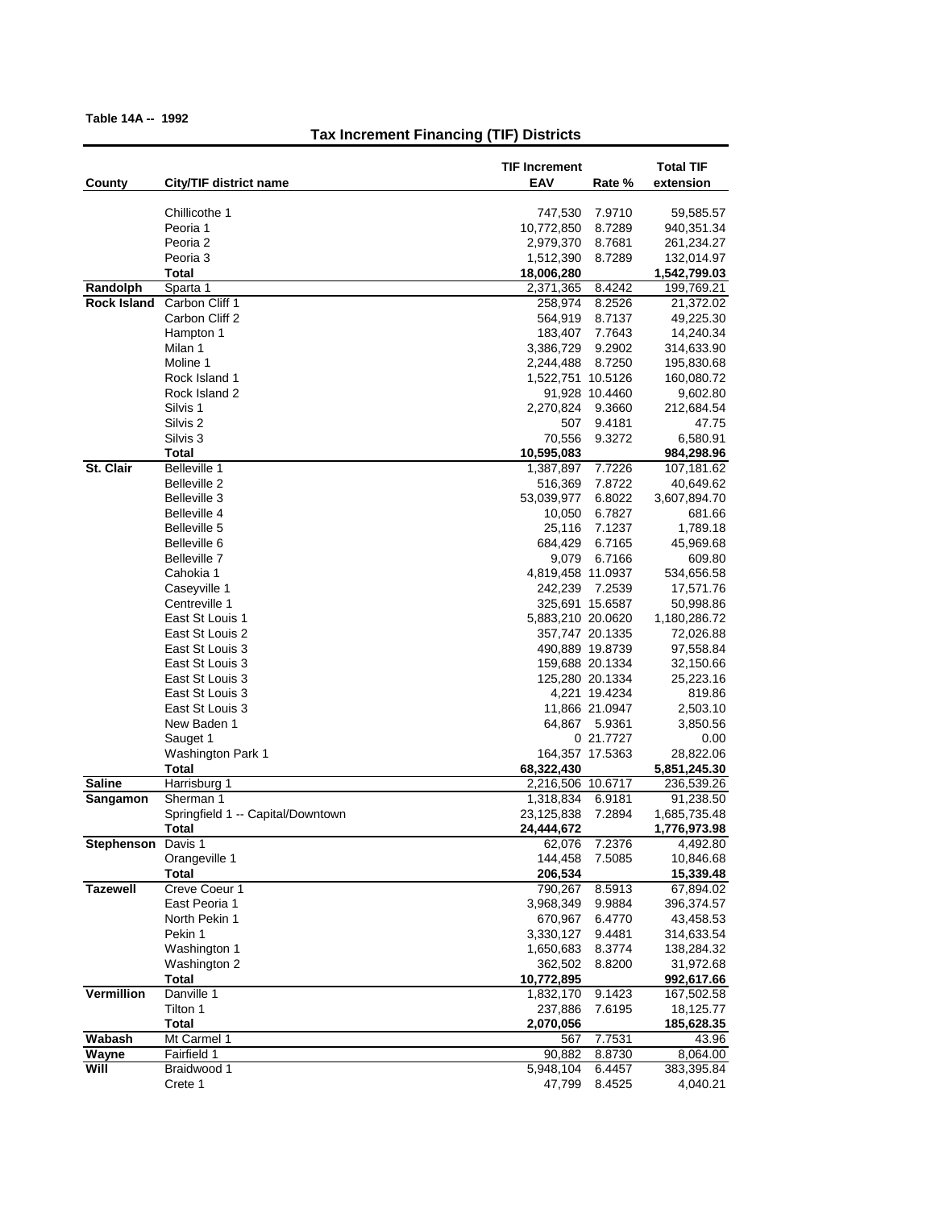**Table 14A -- 1992**

## Tax Increment Financing (TIF) Districts

| County | City/TIF district name | TIF Increment EAV | Rate % | Total TIF extension |
|---|---|---|---|---|
| | Chillicothe 1 | 747,530 | 7.9710 | 59,585.57 |
| | Peoria 1 | 10,772,850 | 8.7289 | 940,351.34 |
| | Peoria 2 | 2,979,370 | 8.7681 | 261,234.27 |
| | Peoria 3 | 1,512,390 | 8.7289 | 132,014.97 |
| | **Total** | **18,006,280** | | **1,542,799.03** |
| **Randolph** | Sparta 1 | 2,371,365 | 8.4242 | 199,769.21 |
| **Rock Island** | Carbon Cliff 1 | 258,974 | 8.2526 | 21,372.02 |
| | Carbon Cliff 2 | 564,919 | 8.7137 | 49,225.30 |
| | Hampton 1 | 183,407 | 7.7643 | 14,240.34 |
| | Milan 1 | 3,386,729 | 9.2902 | 314,633.90 |
| | Moline 1 | 2,244,488 | 8.7250 | 195,830.68 |
| | Rock Island 1 | 1,522,751 | 10.5126 | 160,080.72 |
| | Rock Island 2 | 91,928 | 10.4460 | 9,602.80 |
| | Silvis 1 | 2,270,824 | 9.3660 | 212,684.54 |
| | Silvis 2 | 507 | 9.4181 | 47.75 |
| | Silvis 3 | 70,556 | 9.3272 | 6,580.91 |
| | **Total** | **10,595,083** | | **984,298.96** |
| **St. Clair** | Belleville 1 | 1,387,897 | 7.7226 | 107,181.62 |
| | Belleville 2 | 516,369 | 7.8722 | 40,649.62 |
| | Belleville 3 | 53,039,977 | 6.8022 | 3,607,894.70 |
| | Belleville 4 | 10,050 | 6.7827 | 681.66 |
| | Belleville 5 | 25,116 | 7.1237 | 1,789.18 |
| | Belleville 6 | 684,429 | 6.7165 | 45,969.68 |
| | Belleville 7 | 9,079 | 6.7166 | 609.80 |
| | Cahokia 1 | 4,819,458 | 11.0937 | 534,656.58 |
| | Caseyville 1 | 242,239 | 7.2539 | 17,571.76 |
| | Centreville 1 | 325,691 | 15.6587 | 50,998.86 |
| | East St Louis 1 | 5,883,210 | 20.0620 | 1,180,286.72 |
| | East St Louis 2 | 357,747 | 20.1335 | 72,026.88 |
| | East St Louis 3 | 490,889 | 19.8739 | 97,558.84 |
| | East St Louis 3 | 159,688 | 20.1334 | 32,150.66 |
| | East St Louis 3 | 125,280 | 20.1334 | 25,223.16 |
| | East St Louis 3 | 4,221 | 19.4234 | 819.86 |
| | East St Louis 3 | 11,866 | 21.0947 | 2,503.10 |
| | New Baden 1 | 64,867 | 5.9361 | 3,850.56 |
| | Sauget 1 | 0 | 21.7727 | 0.00 |
| | Washington Park 1 | 164,357 | 17.5363 | 28,822.06 |
| | **Total** | **68,322,430** | | **5,851,245.30** |
| **Saline** | Harrisburg 1 | 2,216,506 | 10.6717 | 236,539.26 |
| **Sangamon** | Sherman 1 | 1,318,834 | 6.9181 | 91,238.50 |
| | Springfield 1 -- Capital/Downtown | 23,125,838 | 7.2894 | 1,685,735.48 |
| | **Total** | **24,444,672** | | **1,776,973.98** |
| **Stephenson** | Davis 1 | 62,076 | 7.2376 | 4,492.80 |
| | Orangeville 1 | 144,458 | 7.5085 | 10,846.68 |
| | **Total** | **206,534** | | **15,339.48** |
| **Tazewell** | Creve Coeur 1 | 790,267 | 8.5913 | 67,894.02 |
| | East Peoria 1 | 3,968,349 | 9.9884 | 396,374.57 |
| | North Pekin 1 | 670,967 | 6.4770 | 43,458.53 |
| | Pekin 1 | 3,330,127 | 9.4481 | 314,633.54 |
| | Washington 1 | 1,650,683 | 8.3774 | 138,284.32 |
| | Washington 2 | 362,502 | 8.8200 | 31,972.68 |
| | **Total** | **10,772,895** | | **992,617.66** |
| **Vermillion** | Danville 1 | 1,832,170 | 9.1423 | 167,502.58 |
| | Tilton 1 | 237,886 | 7.6195 | 18,125.77 |
| | **Total** | **2,070,056** | | **185,628.35** |
| **Wabash** | Mt Carmel 1 | 567 | 7.7531 | 43.96 |
| **Wayne** | Fairfield 1 | 90,882 | 8.8730 | 8,064.00 |
| **Will** | Braidwood 1 | 5,948,104 | 6.4457 | 383,395.84 |
| | Crete 1 | 47,799 | 8.4525 | 4,040.21 |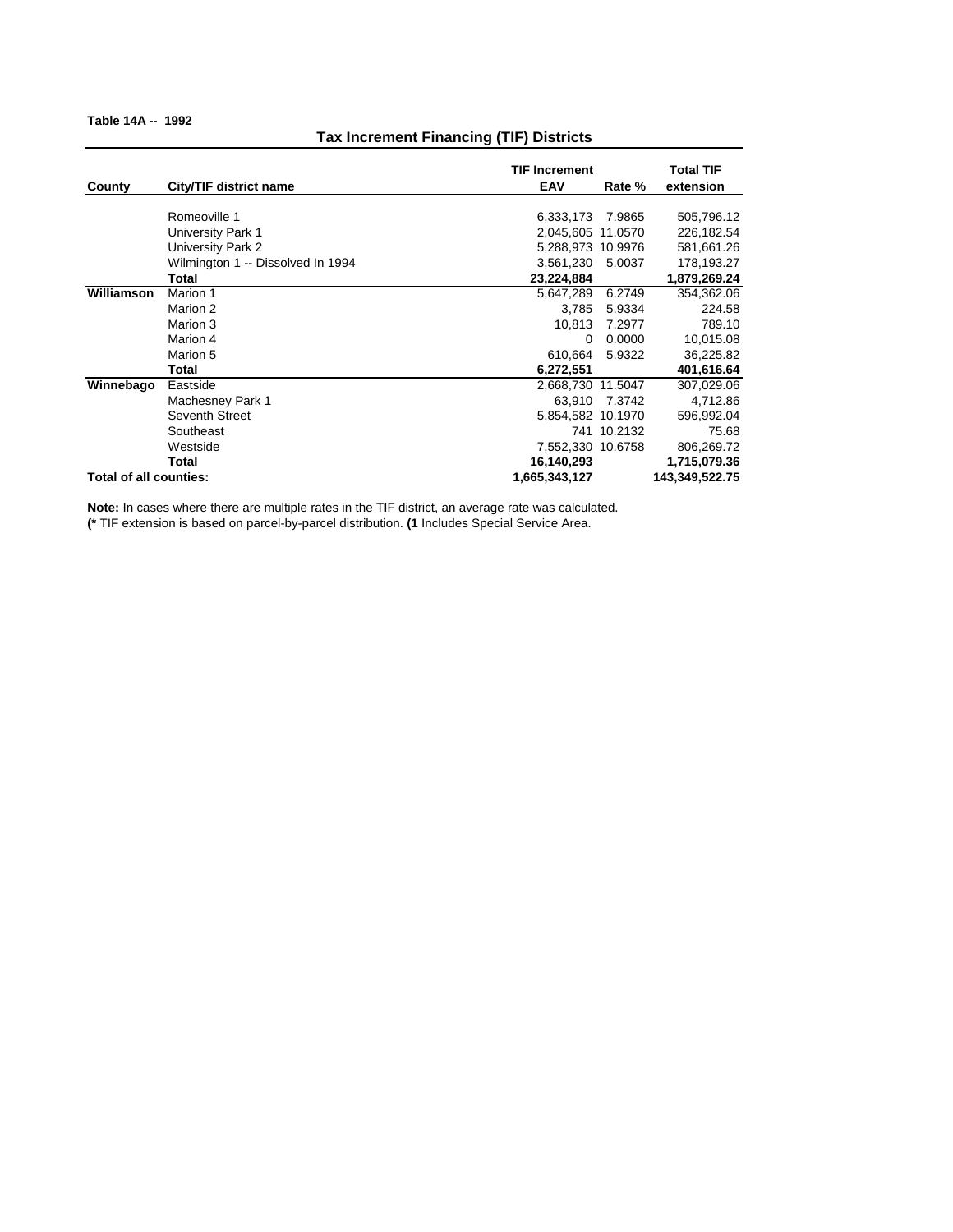Table 14A -- 1992

## Tax Increment Financing (TIF) Districts

| County | City/TIF district name | TIF Increment EAV | Rate % | Total TIF extension |
|---|---|---|---|---|
| | Romeoville 1 | 6,333,173 | 7.9865 | 505,796.12 |
| | University Park 1 | 2,045,605 | 11.0570 | 226,182.54 |
| | University Park 2 | 5,288,973 | 10.9976 | 581,661.26 |
| | Wilmington 1 -- Dissolved In 1994 | 3,561,230 | 5.0037 | 178,193.27 |
| | **Total** | **23,224,884** | | **1,879,269.24** |
| **Williamson** | Marion 1 | 5,647,289 | 6.2749 | 354,362.06 |
| | Marion 2 | 3,785 | 5.9334 | 224.58 |
| | Marion 3 | 10,813 | 7.2977 | 789.10 |
| | Marion 4 | 0 | 0.0000 | 10,015.08 |
| | Marion 5 | 610,664 | 5.9322 | 36,225.82 |
| | **Total** | **6,272,551** | | **401,616.64** |
| **Winnebago** | Eastside | 2,668,730 | 11.5047 | 307,029.06 |
| | Machesney Park 1 | 63,910 | 7.3742 | 4,712.86 |
| | Seventh Street | 5,854,582 | 10.1970 | 596,992.04 |
| | Southeast | 741 | 10.2132 | 75.68 |
| | Westside | 7,552,330 | 10.6758 | 806,269.72 |
| | **Total** | **16,140,293** | | **1,715,079.36** |
| **Total of all counties:** | | **1,665,343,127** | | **143,349,522.75** |

**Note:** In cases where there are multiple rates in the TIF district, an average rate was calculated.
**(*** TIF extension is based on parcel-by-parcel distribution. **(1** Includes Special Service Area.